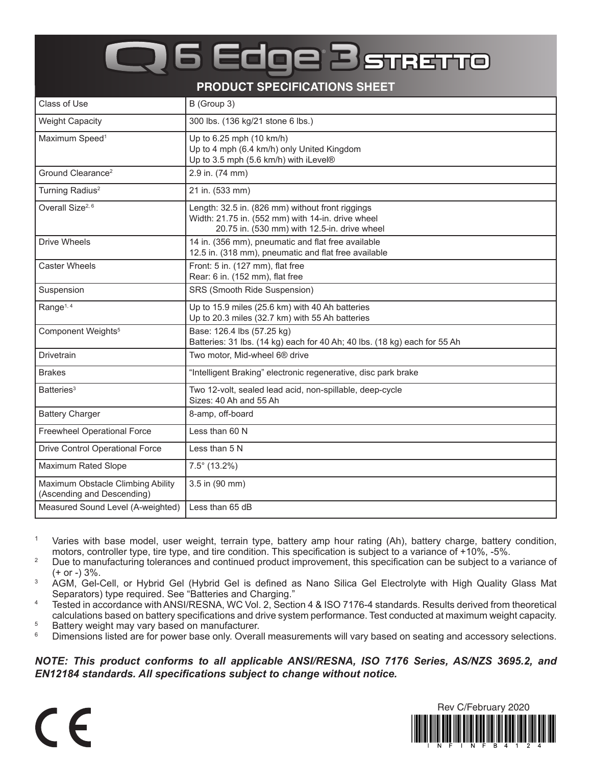# Q6 Edge® 3 STRETTO

## PRODUCT SPECIFICATIONS SHEET

| | |
|---|---|
| Class of Use | B (Group 3) |
| Weight Capacity | 300 lbs. (136 kg/21 stone 6 lbs.) |
| Maximum Speed[1] | Up to 6.25 mph (10 km/h)<br>Up to 4 mph (6.4 km/h) only United Kingdom<br>Up to 3.5 mph (5.6 km/h) with iLevel® |
| Ground Clearance[2] | 2.9 in. (74 mm) |
| Turning Radius[2] | 21 in. (533 mm) |
| Overall Size[2, 6] | Length: 32.5 in. (826 mm) without front riggings<br>Width: 21.75 in. (552 mm) with 14-in. drive wheel<br>20.75 in. (530 mm) with 12.5-in. drive wheel |
| Drive Wheels | 14 in. (356 mm), pneumatic and flat free available<br>12.5 in. (318 mm), pneumatic and flat free available |
| Caster Wheels | Front: 5 in. (127 mm), flat free<br>Rear: 6 in. (152 mm), flat free |
| Suspension | SRS (Smooth Ride Suspension) |
| Range[1, 4] | Up to 15.9 miles (25.6 km) with 40 Ah batteries<br>Up to 20.3 miles (32.7 km) with 55 Ah batteries |
| Component Weights[5] | Base: 126.4 lbs (57.25 kg)<br>Batteries: 31 lbs. (14 kg) each for 40 Ah; 40 lbs. (18 kg) each for 55 Ah |
| Drivetrain | Two motor, Mid-wheel 6® drive |
| Brakes | "Intelligent Braking" electronic regenerative, disc park brake |
| Batteries[3] | Two 12-volt, sealed lead acid, non-spillable, deep-cycle<br>Sizes: 40 Ah and 55 Ah |
| Battery Charger | 8-amp, off-board |
| Freewheel Operational Force | Less than 60 N |
| Drive Control Operational Force | Less than 5 N |
| Maximum Rated Slope | 7.5° (13.2%) |
| Maximum Obstacle Climbing Ability (Ascending and Descending) | 3.5 in (90 mm) |
| Measured Sound Level (A-weighted) | Less than 65 dB |

[1] Varies with base model, user weight, terrain type, battery amp hour rating (Ah), battery charge, battery condition, motors, controller type, tire type, and tire condition. This specification is subject to a variance of +10%, -5%.
[2] Due to manufacturing tolerances and continued product improvement, this specification can be subject to a variance of (+ or -) 3%.
[3] AGM, Gel-Cell, or Hybrid Gel (Hybrid Gel is defined as Nano Silica Gel Electrolyte with High Quality Glass Mat Separators) type required. See "Batteries and Charging."
[4] Tested in accordance with ANSI/RESNA, WC Vol. 2, Section 4 & ISO 7176-4 standards. Results derived from theoretical calculations based on battery specifications and drive system performance. Test conducted at maximum weight capacity.
[5] Battery weight may vary based on manufacturer.
[6] Dimensions listed are for power base only. Overall measurements will vary based on seating and accessory selections.

***NOTE: This product conforms to all applicable ANSI/RESNA, ISO 7176 Series, AS/NZS 3695.2, and EN12184 standards. All specifications subject to change without notice.***

CE

Rev C/February 2020

INFINFB4124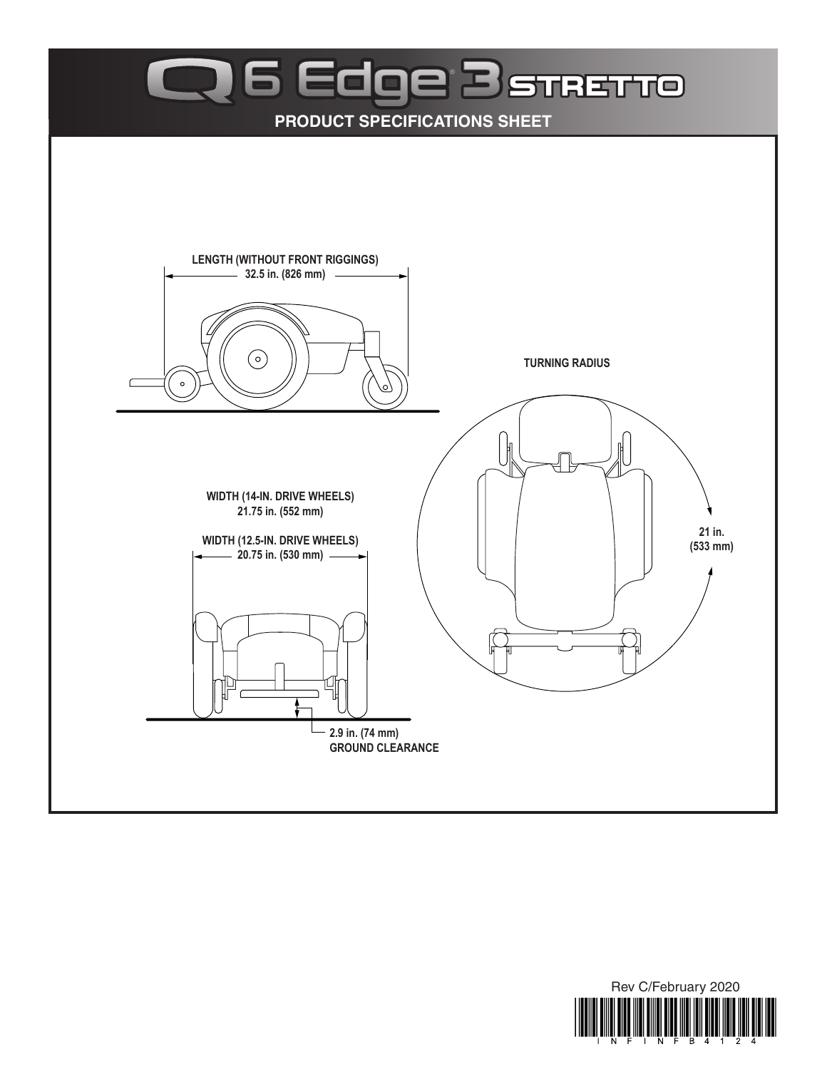# Q6 Edge® 3 STRETTO

## PRODUCT SPECIFICATIONS SHEET

LENGTH (WITHOUT FRONT RIGGINGS)
32.5 in. (826 mm)

TURNING RADIUS

21 in.
(533 mm)

WIDTH (14-IN. DRIVE WHEELS)
21.75 in. (552 mm)

WIDTH (12.5-IN. DRIVE WHEELS)
20.75 in. (530 mm)

2.9 in. (74 mm)
GROUND CLEARANCE

Rev C/February 2020

INFINFB4124